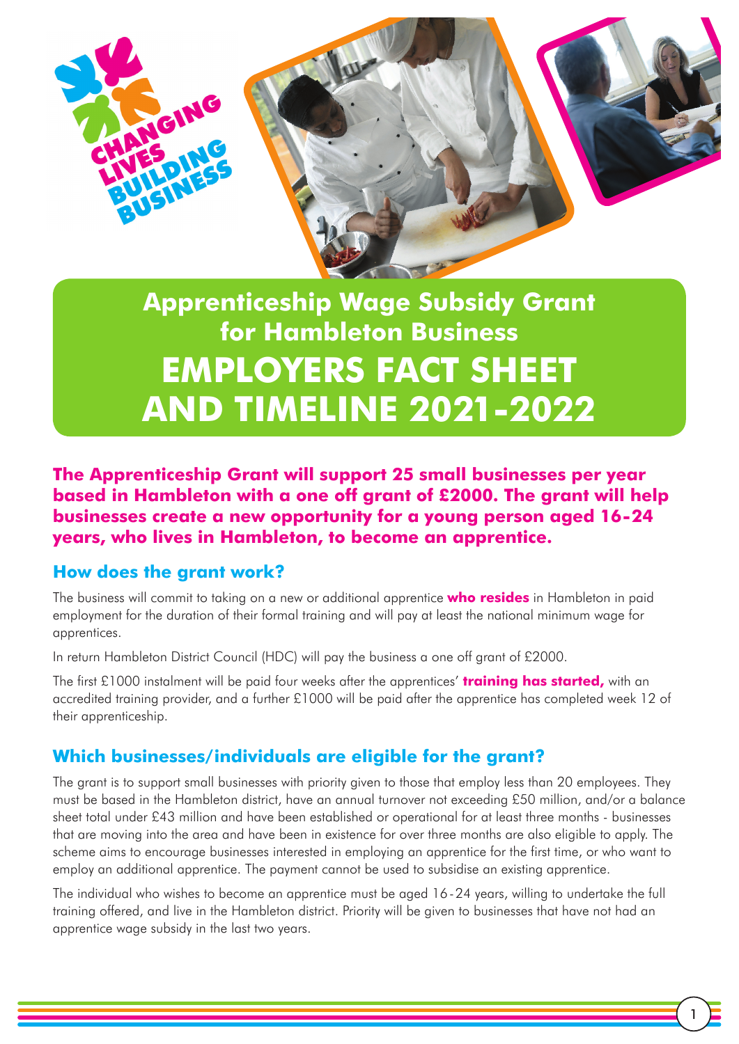CHANGING LIVES BUILDING BUSINESS

# Apprenticeship Wage Subsidy Grant for Hambleton Business

# EMPLOYERS FACT SHEET AND TIMELINE 2021-2022

**The Apprenticeship Grant will support 25 small businesses per year based in Hambleton with a one off grant of £2000. The grant will help businesses create a new opportunity for a young person aged 16-24 years, who lives in Hambleton, to become an apprentice.**

## How does the grant work?

The business will commit to taking on a new or additional apprentice **who resides** in Hambleton in paid employment for the duration of their formal training and will pay at least the national minimum wage for apprentices.

In return Hambleton District Council (HDC) will pay the business a one off grant of £2000.

The first £1000 instalment will be paid four weeks after the apprentices' **training has started,** with an accredited training provider, and a further £1000 will be paid after the apprentice has completed week 12 of their apprenticeship.

## Which businesses/individuals are eligible for the grant?

The grant is to support small businesses with priority given to those that employ less than 20 employees. They must be based in the Hambleton district, have an annual turnover not exceeding £50 million, and/or a balance sheet total under £43 million and have been established or operational for at least three months - businesses that are moving into the area and have been in existence for over three months are also eligible to apply. The scheme aims to encourage businesses interested in employing an apprentice for the first time, or who want to employ an additional apprentice. The payment cannot be used to subsidise an existing apprentice.

The individual who wishes to become an apprentice must be aged 16-24 years, willing to undertake the full training offered, and live in the Hambleton district. Priority will be given to businesses that have not had an apprentice wage subsidy in the last two years.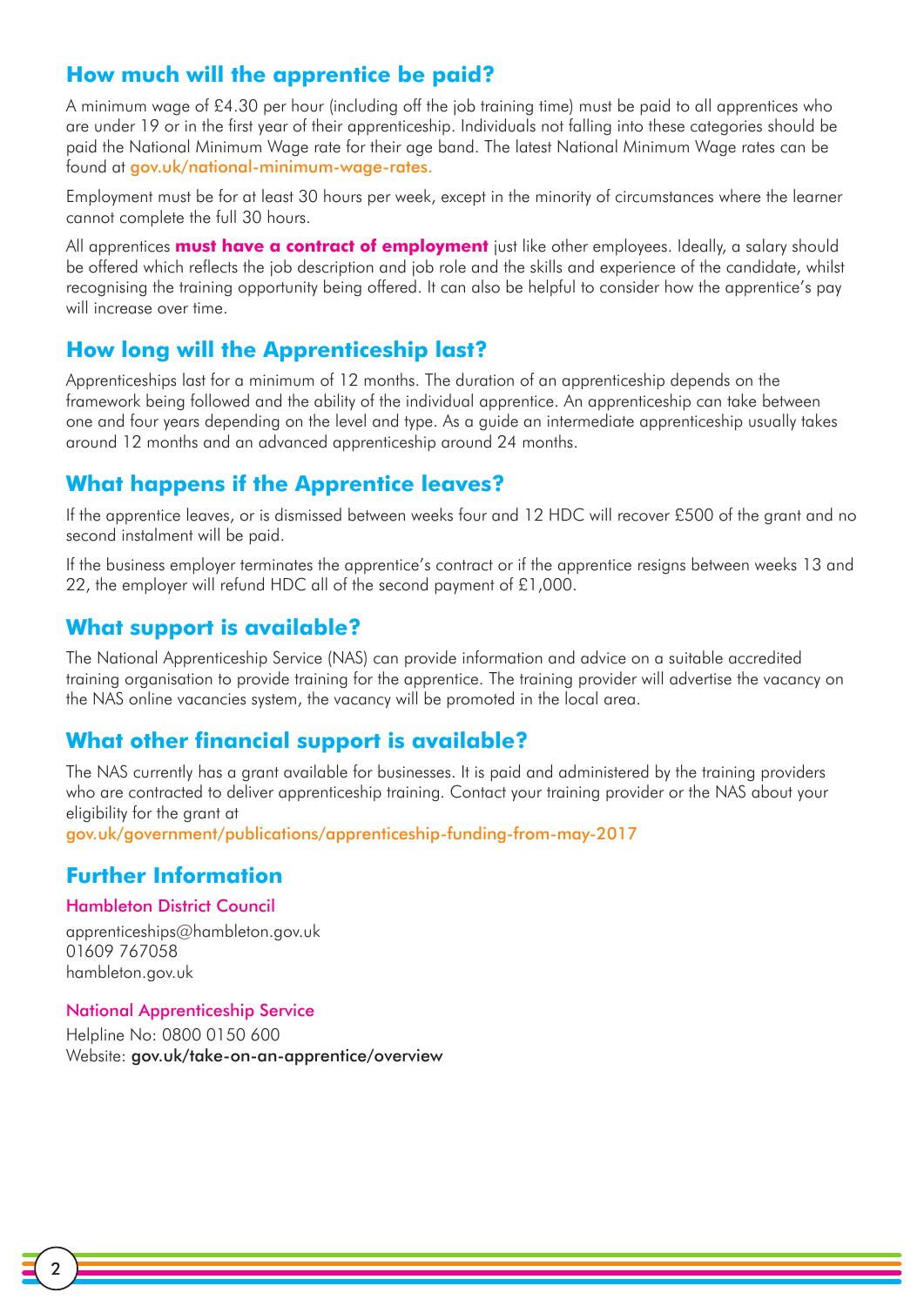## How much will the apprentice be paid?

A minimum wage of £4.30 per hour (including off the job training time) must be paid to all apprentices who are under 19 or in the first year of their apprenticeship. Individuals not falling into these categories should be paid the National Minimum Wage rate for their age band. The latest National Minimum Wage rates can be found at gov.uk/national-minimum-wage-rates.

Employment must be for at least 30 hours per week, except in the minority of circumstances where the learner cannot complete the full 30 hours.

All apprentices **must have a contract of employment** just like other employees. Ideally, a salary should be offered which reflects the job description and job role and the skills and experience of the candidate, whilst recognising the training opportunity being offered. It can also be helpful to consider how the apprentice's pay will increase over time.

## How long will the Apprenticeship last?

Apprenticeships last for a minimum of 12 months. The duration of an apprenticeship depends on the framework being followed and the ability of the individual apprentice. An apprenticeship can take between one and four years depending on the level and type. As a guide an intermediate apprenticeship usually takes around 12 months and an advanced apprenticeship around 24 months.

## What happens if the Apprentice leaves?

If the apprentice leaves, or is dismissed between weeks four and 12 HDC will recover £500 of the grant and no second instalment will be paid.

If the business employer terminates the apprentice's contract or if the apprentice resigns between weeks 13 and 22, the employer will refund HDC all of the second payment of £1,000.

## What support is available?

The National Apprenticeship Service (NAS) can provide information and advice on a suitable accredited training organisation to provide training for the apprentice. The training provider will advertise the vacancy on the NAS online vacancies system, the vacancy will be promoted in the local area.

## What other financial support is available?

The NAS currently has a grant available for businesses. It is paid and administered by the training providers who are contracted to deliver apprenticeship training. Contact your training provider or the NAS about your eligibility for the grant at
gov.uk/government/publications/apprenticeship-funding-from-may-2017

## Further Information

**Hambleton District Council**

apprenticeships@hambleton.gov.uk
01609 767058
hambleton.gov.uk

**National Apprenticeship Service**

Helpline No: 0800 0150 600
Website: gov.uk/take-on-an-apprentice/overview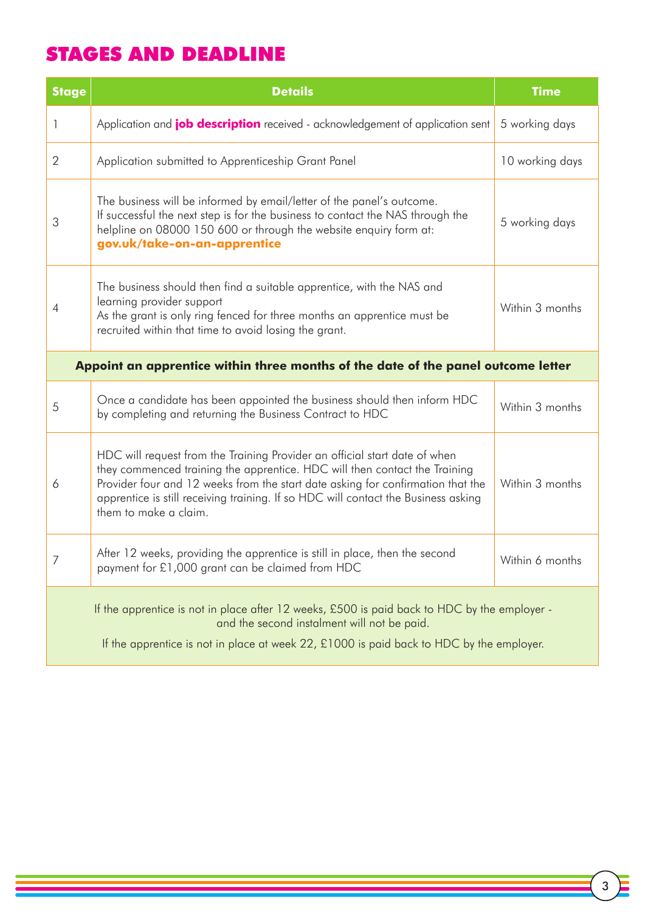## STAGES AND DEADLINE

| Stage | Details | Time |
|---|---|---|
| 1 | Application and **job description** received - acknowledgement of application sent | 5 working days |
| 2 | Application submitted to Apprenticeship Grant Panel | 10 working days |
| 3 | The business will be informed by email/letter of the panel's outcome. If successful the next step is for the business to contact the NAS through the helpline on 08000 150 600 or through the website enquiry form at: **gov.uk/take-on-an-apprentice** | 5 working days |
| 4 | The business should then find a suitable apprentice, with the NAS and learning provider support As the grant is only ring fenced for three months an apprentice must be recruited within that time to avoid losing the grant. | Within 3 months |
| **Appoint an apprentice within three months of the date of the panel outcome letter** | | |
| 5 | Once a candidate has been appointed the business should then inform HDC by completing and returning the Business Contract to HDC | Within 3 months |
| 6 | HDC will request from the Training Provider an official start date of when they commenced training the apprentice. HDC will then contact the Training Provider four and 12 weeks from the start date asking for confirmation that the apprentice is still receiving training. If so HDC will contact the Business asking them to make a claim. | Within 3 months |
| 7 | After 12 weeks, providing the apprentice is still in place, then the second payment for £1,000 grant can be claimed from HDC | Within 6 months |
| If the apprentice is not in place after 12 weeks, £500 is paid back to HDC by the employer - and the second instalment will not be paid. If the apprentice is not in place at week 22, £1000 is paid back to HDC by the employer. | | |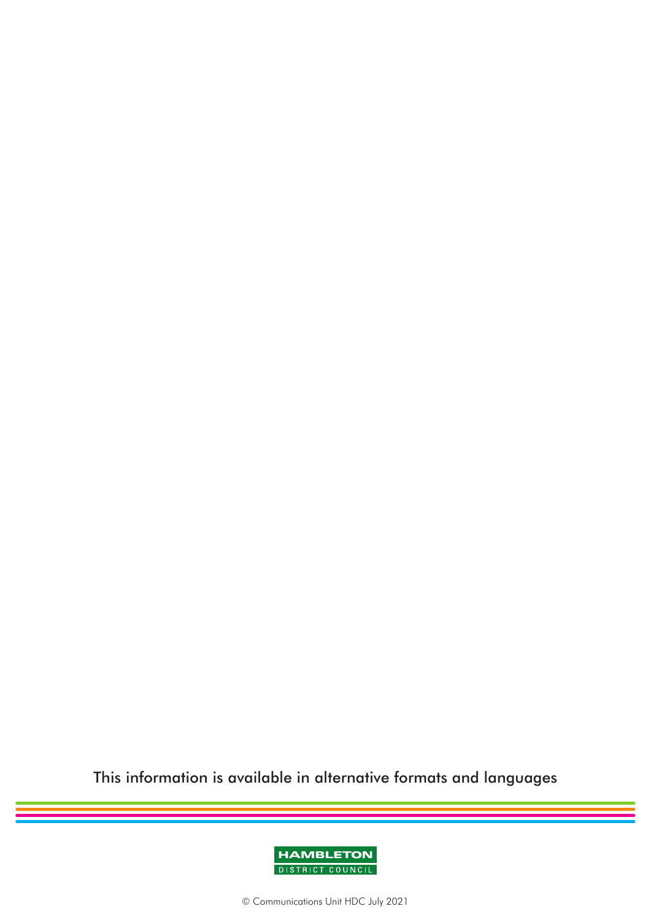This information is available in alternative formats and languages

HAMBLETON
DISTRICT COUNCIL

© Communications Unit HDC July 2021